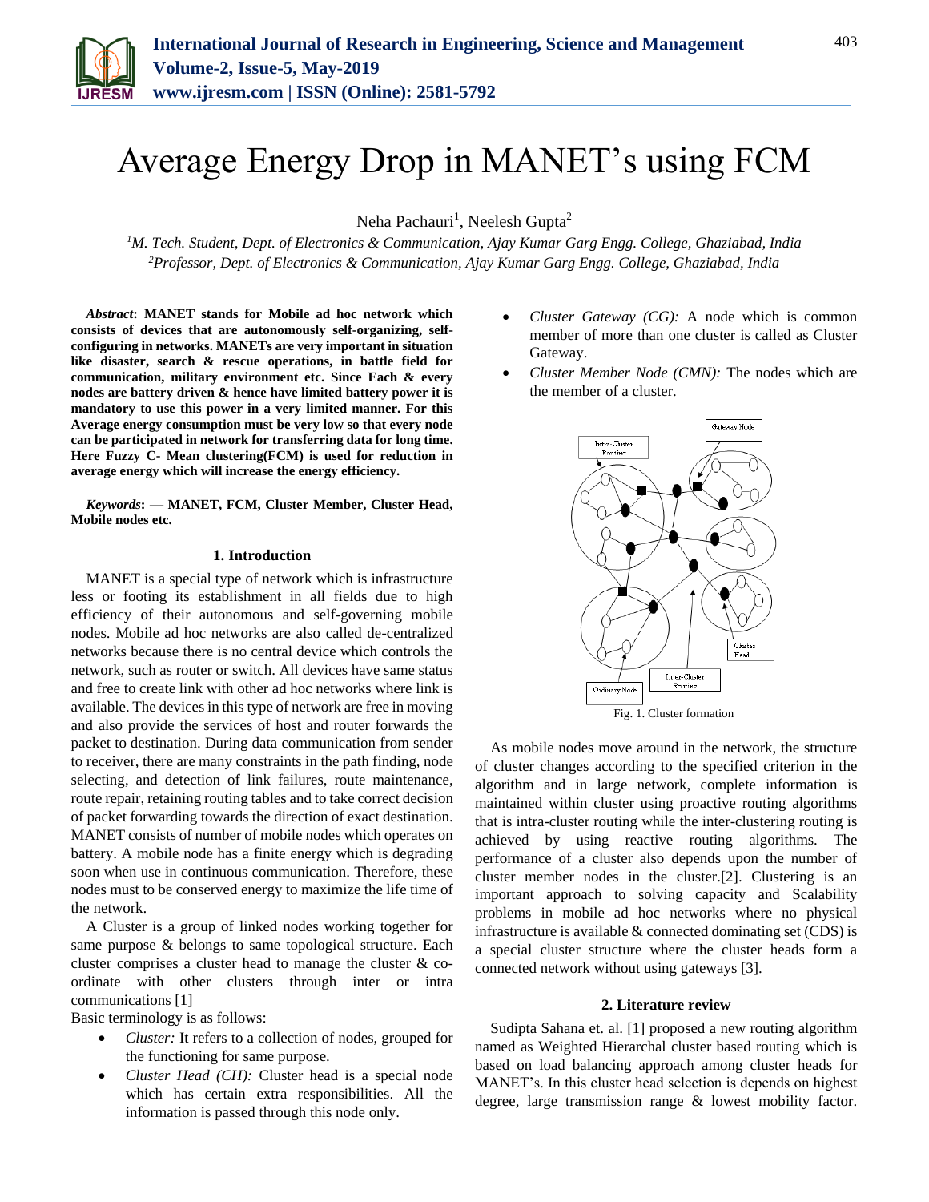// Average Energy Drop in MANET's using FCM

Neha Pachauri[1], Neelesh Gupta[2]

[1]M. Tech. Student, Dept. of Electronics & Communication, Ajay Kumar Garg Engg. College, Ghaziabad, India
[2]Professor, Dept. of Electronics & Communication, Ajay Kumar Garg Engg. College, Ghaziabad, India

***Abstract*****: MANET stands for Mobile ad hoc network which consists of devices that are autonomously self-organizing, self-configuring in networks. MANETs are very important in situation like disaster, search & rescue operations, in battle field for communication, military environment etc. Since Each & every nodes are battery driven & hence have limited battery power it is mandatory to use this power in a very limited manner. For this Average energy consumption must be very low so that every node can be participated in network for transferring data for long time. Here Fuzzy C- Mean clustering(FCM) is used for reduction in average energy which will increase the energy efficiency.**

***Keywords*****: — MANET, FCM, Cluster Member, Cluster Head, Mobile nodes etc.**

## 1. Introduction

MANET is a special type of network which is infrastructure less or footing its establishment in all fields due to high efficiency of their autonomous and self-governing mobile nodes. Mobile ad hoc networks are also called de-centralized networks because there is no central device which controls the network, such as router or switch. All devices have same status and free to create link with other ad hoc networks where link is available. The devices in this type of network are free in moving and also provide the services of host and router forwards the packet to destination. During data communication from sender to receiver, there are many constraints in the path finding, node selecting, and detection of link failures, route maintenance, route repair, retaining routing tables and to take correct decision of packet forwarding towards the direction of exact destination. MANET consists of number of mobile nodes which operates on battery. A mobile node has a finite energy which is degrading soon when use in continuous communication. Therefore, these nodes must to be conserved energy to maximize the life time of the network.

A Cluster is a group of linked nodes working together for same purpose & belongs to same topological structure. Each cluster comprises a cluster head to manage the cluster & co-ordinate with other clusters through inter or intra communications [1]

Basic terminology is as follows:

- *Cluster:* It refers to a collection of nodes, grouped for the functioning for same purpose.
- *Cluster Head (CH):* Cluster head is a special node which has certain extra responsibilities. All the information is passed through this node only.
- *Cluster Gateway (CG):* A node which is common member of more than one cluster is called as Cluster Gateway.
- *Cluster Member Node (CMN):* The nodes which are the member of a cluster.

Fig. 1. Cluster formation

As mobile nodes move around in the network, the structure of cluster changes according to the specified criterion in the algorithm and in large network, complete information is maintained within cluster using proactive routing algorithms that is intra-cluster routing while the inter-clustering routing is achieved by using reactive routing algorithms. The performance of a cluster also depends upon the number of cluster member nodes in the cluster.[2]. Clustering is an important approach to solving capacity and Scalability problems in mobile ad hoc networks where no physical infrastructure is available & connected dominating set (CDS) is a special cluster structure where the cluster heads form a connected network without using gateways [3].

## 2. Literature review

Sudipta Sahana et. al. [1] proposed a new routing algorithm named as Weighted Hierarchal cluster based routing which is based on load balancing approach among cluster heads for MANET's. In this cluster head selection is depends on highest degree, large transmission range & lowest mobility factor.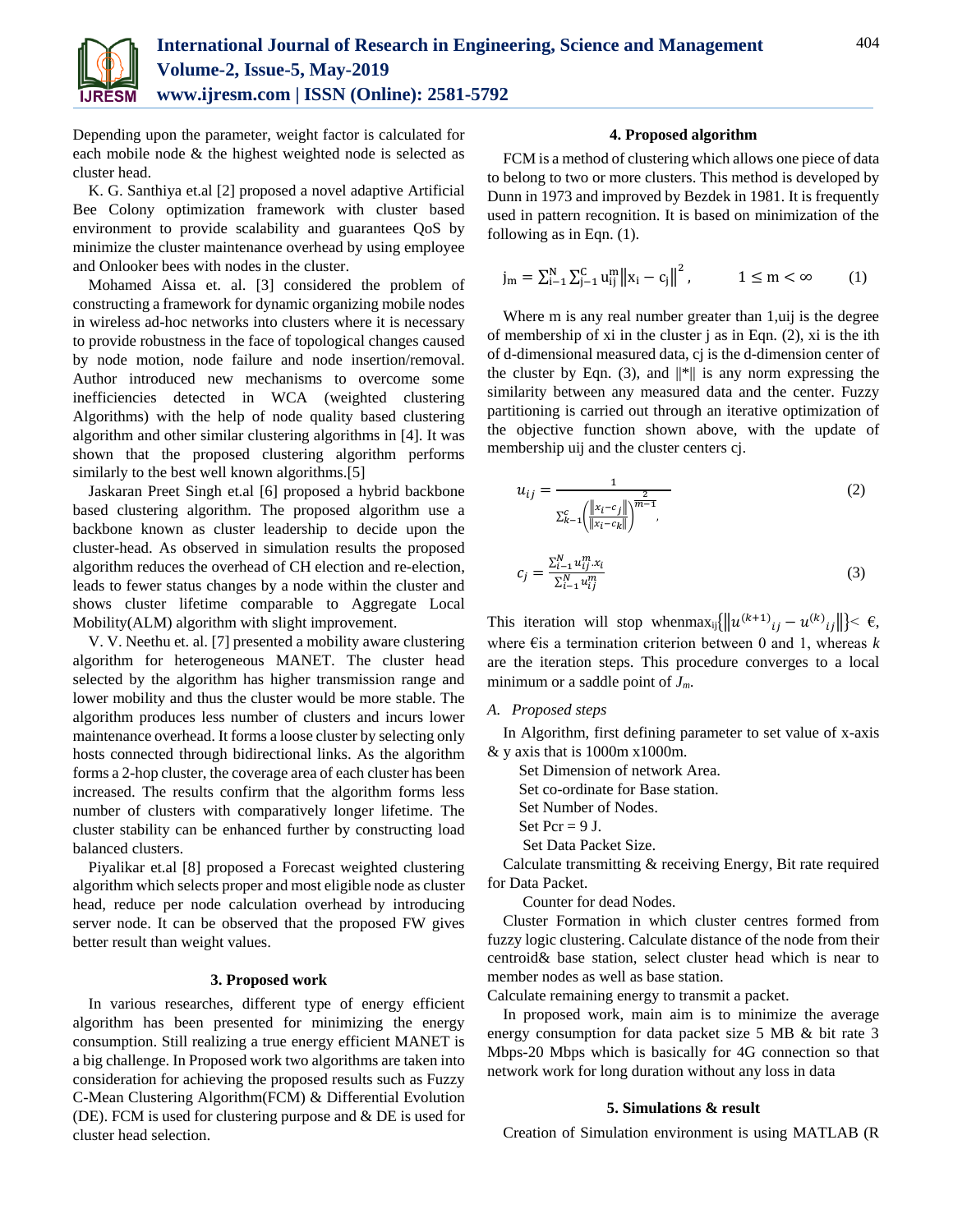Depending upon the parameter, weight factor is calculated for each mobile node & the highest weighted node is selected as cluster head.

K. G. Santhiya et.al [2] proposed a novel adaptive Artificial Bee Colony optimization framework with cluster based environment to provide scalability and guarantees QoS by minimize the cluster maintenance overhead by using employee and Onlooker bees with nodes in the cluster.

Mohamed Aissa et. al. [3] considered the problem of constructing a framework for dynamic organizing mobile nodes in wireless ad-hoc networks into clusters where it is necessary to provide robustness in the face of topological changes caused by node motion, node failure and node insertion/removal. Author introduced new mechanisms to overcome some inefficiencies detected in WCA (weighted clustering Algorithms) with the help of node quality based clustering algorithm and other similar clustering algorithms in [4]. It was shown that the proposed clustering algorithm performs similarly to the best well known algorithms.[5]

Jaskaran Preet Singh et.al [6] proposed a hybrid backbone based clustering algorithm. The proposed algorithm use a backbone known as cluster leadership to decide upon the cluster-head. As observed in simulation results the proposed algorithm reduces the overhead of CH election and re-election, leads to fewer status changes by a node within the cluster and shows cluster lifetime comparable to Aggregate Local Mobility(ALM) algorithm with slight improvement.

V. V. Neethu et. al. [7] presented a mobility aware clustering algorithm for heterogeneous MANET. The cluster head selected by the algorithm has higher transmission range and lower mobility and thus the cluster would be more stable. The algorithm produces less number of clusters and incurs lower maintenance overhead. It forms a loose cluster by selecting only hosts connected through bidirectional links. As the algorithm forms a 2-hop cluster, the coverage area of each cluster has been increased. The results confirm that the algorithm forms less number of clusters with comparatively longer lifetime. The cluster stability can be enhanced further by constructing load balanced clusters.

Piyalikar et.al [8] proposed a Forecast weighted clustering algorithm which selects proper and most eligible node as cluster head, reduce per node calculation overhead by introducing server node. It can be observed that the proposed FW gives better result than weight values.

## 3. Proposed work

In various researches, different type of energy efficient algorithm has been presented for minimizing the energy consumption. Still realizing a true energy efficient MANET is a big challenge. In Proposed work two algorithms are taken into consideration for achieving the proposed results such as Fuzzy C-Mean Clustering Algorithm(FCM) & Differential Evolution (DE). FCM is used for clustering purpose and & DE is used for cluster head selection.

## 4. Proposed algorithm

FCM is a method of clustering which allows one piece of data to belong to two or more clusters. This method is developed by Dunn in 1973 and improved by Bezdek in 1981. It is frequently used in pattern recognition. It is based on minimization of the following as in Eqn. (1).

$$j_m = \sum_{i-1}^{N} \sum_{j-1}^{C} u_{ij}^m \left\| x_i - c_j \right\|^2, \qquad 1 \le m < \infty \qquad (1)$$

Where m is any real number greater than 1,uij is the degree of membership of xi in the cluster j as in Eqn. (2), xi is the ith of d-dimensional measured data, cj is the d-dimension center of the cluster by Eqn. (3), and ||*|| is any norm expressing the similarity between any measured data and the center. Fuzzy partitioning is carried out through an iterative optimization of the objective function shown above, with the update of membership uij and the cluster centers cj.

$$u_{ij} = \frac{1}{\sum_{k-1}^{c} \left( \frac{\left\| x_i - c_j \right\|}{\left\| x_i - c_k \right\|} \right)^{\frac{2}{m-1}}}, \qquad (2)$$

$$c_j = \frac{\sum_{i-1}^{N} u_{ij}^m \cdot x_i}{\sum_{i-1}^{N} u_{ij}^m} \qquad (3)$$

This iteration will stop when$\max_{ij}\left\{\left\| u^{(k+1)}{}_{ij} - u^{(k)}{}_{ij} \right\|\right\} < €$, where €is a termination criterion between 0 and 1, whereas *k* are the iteration steps. This procedure converges to a local minimum or a saddle point of $J_m$.

### A. Proposed steps

In Algorithm, first defining parameter to set value of x-axis & y axis that is 1000m x1000m.

Set Dimension of network Area.
Set co-ordinate for Base station.
Set Number of Nodes.
Set Pcr = 9 J.
Set Data Packet Size.

Calculate transmitting & receiving Energy, Bit rate required for Data Packet.

Counter for dead Nodes.

Cluster Formation in which cluster centres formed from fuzzy logic clustering. Calculate distance of the node from their centroid& base station, select cluster head which is near to member nodes as well as base station.

Calculate remaining energy to transmit a packet.

In proposed work, main aim is to minimize the average energy consumption for data packet size 5 MB & bit rate 3 Mbps-20 Mbps which is basically for 4G connection so that network work for long duration without any loss in data

## 5. Simulations & result

Creation of Simulation environment is using MATLAB (R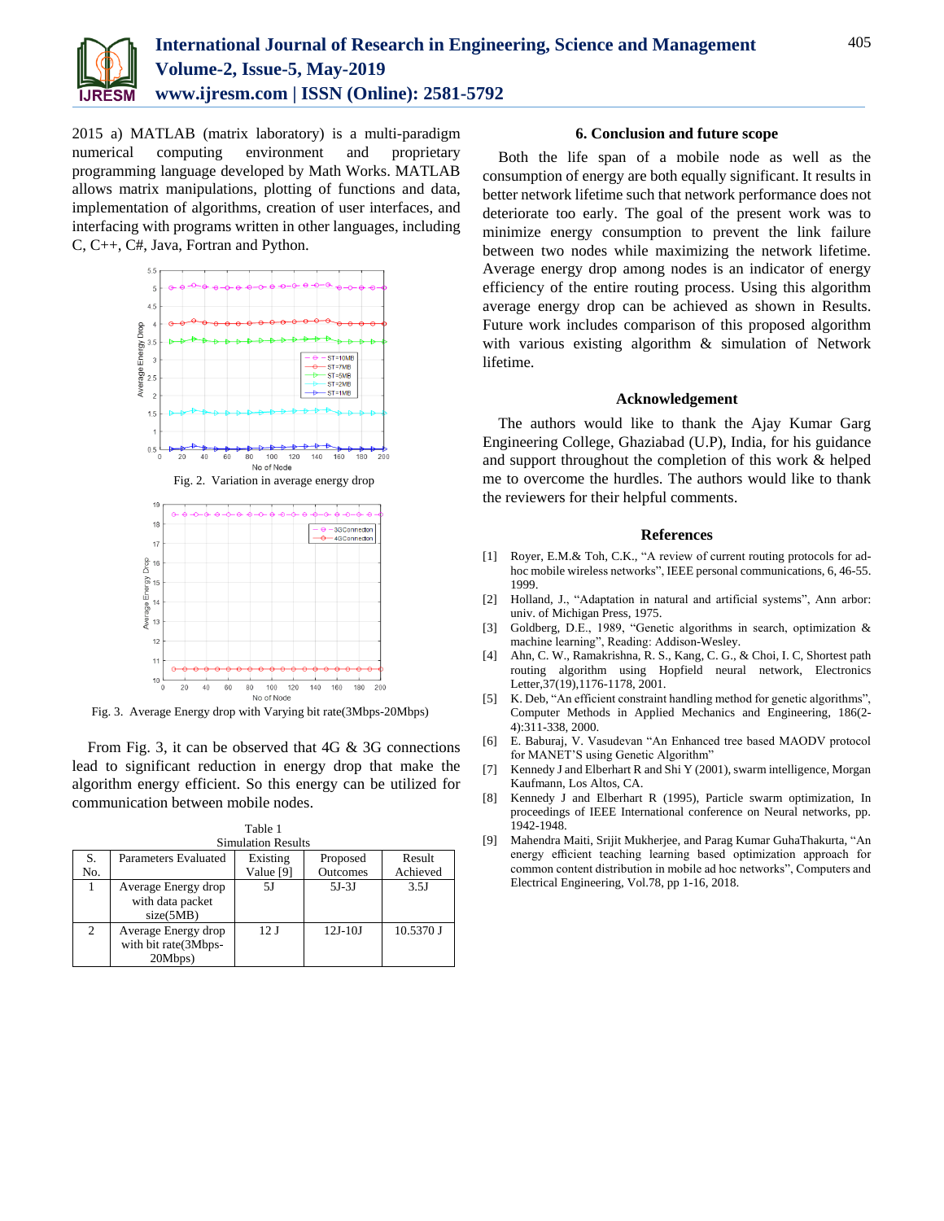2015 a) MATLAB (matrix laboratory) is a multi-paradigm numerical computing environment and proprietary programming language developed by Math Works. MATLAB allows matrix manipulations, plotting of functions and data, implementation of algorithms, creation of user interfaces, and interfacing with programs written in other languages, including C, C++, C#, Java, Fortran and Python.

Average Energy Drop

No of Node

ST=10MB
ST=7MB
ST=5MB
ST=2MB
ST=1MB

Fig. 2. Variation in average energy drop

Average Energy Drop

No of Node

3GConnection
4GConnection

Fig. 3. Average Energy drop with Varying bit rate(3Mbps-20Mbps)

From Fig. 3, it can be observed that 4G & 3G connections lead to significant reduction in energy drop that make the algorithm energy efficient. So this energy can be utilized for communication between mobile nodes.

Table 1
Simulation Results

| S. No. | Parameters Evaluated | Existing Value [9] | Proposed Outcomes | Result Achieved |
|---|---|---|---|---|
| 1 | Average Energy drop with data packet size(5MB) | 5J | 5J-3J | 3.5J |
| 2 | Average Energy drop with bit rate(3Mbps-20Mbps) | 12 J | 12J-10J | 10.5370 J |

## 6. Conclusion and future scope

Both the life span of a mobile node as well as the consumption of energy are both equally significant. It results in better network lifetime such that network performance does not deteriorate too early. The goal of the present work was to minimize energy consumption to prevent the link failure between two nodes while maximizing the network lifetime. Average energy drop among nodes is an indicator of energy efficiency of the entire routing process. Using this algorithm average energy drop can be achieved as shown in Results. Future work includes comparison of this proposed algorithm with various existing algorithm & simulation of Network lifetime.

## Acknowledgement

The authors would like to thank the Ajay Kumar Garg Engineering College, Ghaziabad (U.P), India, for his guidance and support throughout the completion of this work & helped me to overcome the hurdles. The authors would like to thank the reviewers for their helpful comments.

## References

[1] Royer, E.M.& Toh, C.K., "A review of current routing protocols for ad-hoc mobile wireless networks", IEEE personal communications, 6, 46-55. 1999.

[2] Holland, J., "Adaptation in natural and artificial systems", Ann arbor: univ. of Michigan Press, 1975.

[3] Goldberg, D.E., 1989, "Genetic algorithms in search, optimization & machine learning", Reading: Addison-Wesley.

[4] Ahn, C. W., Ramakrishna, R. S., Kang, C. G., & Choi, I. C, Shortest path routing algorithm using Hopfield neural network, Electronics Letter,37(19),1176-1178, 2001.

[5] K. Deb, "An efficient constraint handling method for genetic algorithms", Computer Methods in Applied Mechanics and Engineering, 186(2-4):311-338, 2000.

[6] E. Baburaj, V. Vasudevan "An Enhanced tree based MAODV protocol for MANET'S using Genetic Algorithm"

[7] Kennedy J and Elberhart R and Shi Y (2001), swarm intelligence, Morgan Kaufmann, Los Altos, CA.

[8] Kennedy J and Elberhart R (1995), Particle swarm optimization, In proceedings of IEEE International conference on Neural networks, pp. 1942-1948.

[9] Mahendra Maiti, Srijit Mukherjee, and Parag Kumar GuhaThakurta, "An energy efficient teaching learning based optimization approach for common content distribution in mobile ad hoc networks", Computers and Electrical Engineering, Vol.78, pp 1-16, 2018.